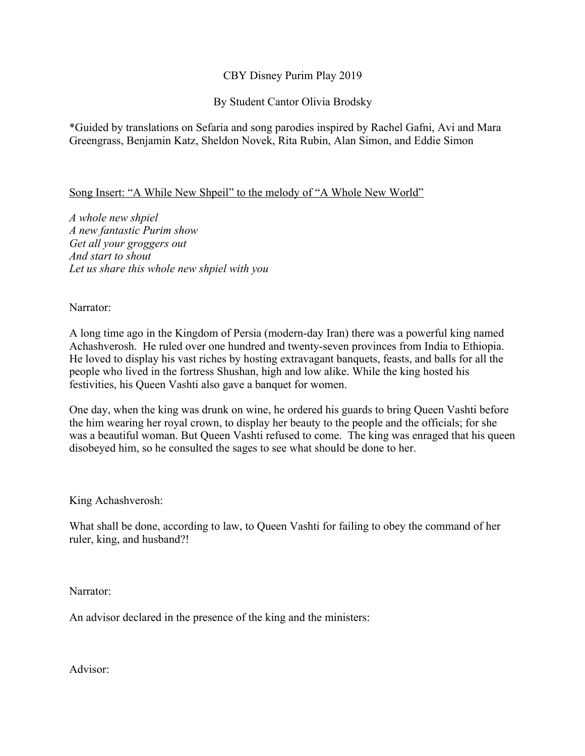CBY Disney Purim Play 2019

By Student Cantor Olivia Brodsky

*Guided by translations on Sefaria and song parodies inspired by Rachel Gafni, Avi and Mara Greengrass, Benjamin Katz, Sheldon Novek, Rita Rubin, Alan Simon, and Eddie Simon

Song Insert: "A While New Shpeil" to the melody of "A Whole New World"

*A whole new shpiel*
*A new fantastic Purim show*
*Get all your groggers out*
*And start to shout*
*Let us share this whole new shpiel with you*

Narrator:

A long time ago in the Kingdom of Persia (modern-day Iran) there was a powerful king named Achashverosh. He ruled over one hundred and twenty-seven provinces from India to Ethiopia. He loved to display his vast riches by hosting extravagant banquets, feasts, and balls for all the people who lived in the fortress Shushan, high and low alike. While the king hosted his festivities, his Queen Vashti also gave a banquet for women.

One day, when the king was drunk on wine, he ordered his guards to bring Queen Vashti before the him wearing her royal crown, to display her beauty to the people and the officials; for she was a beautiful woman. But Queen Vashti refused to come. The king was enraged that his queen disobeyed him, so he consulted the sages to see what should be done to her.

King Achashverosh:

What shall be done, according to law, to Queen Vashti for failing to obey the command of her ruler, king, and husband?!

Narrator:

An advisor declared in the presence of the king and the ministers:

Advisor: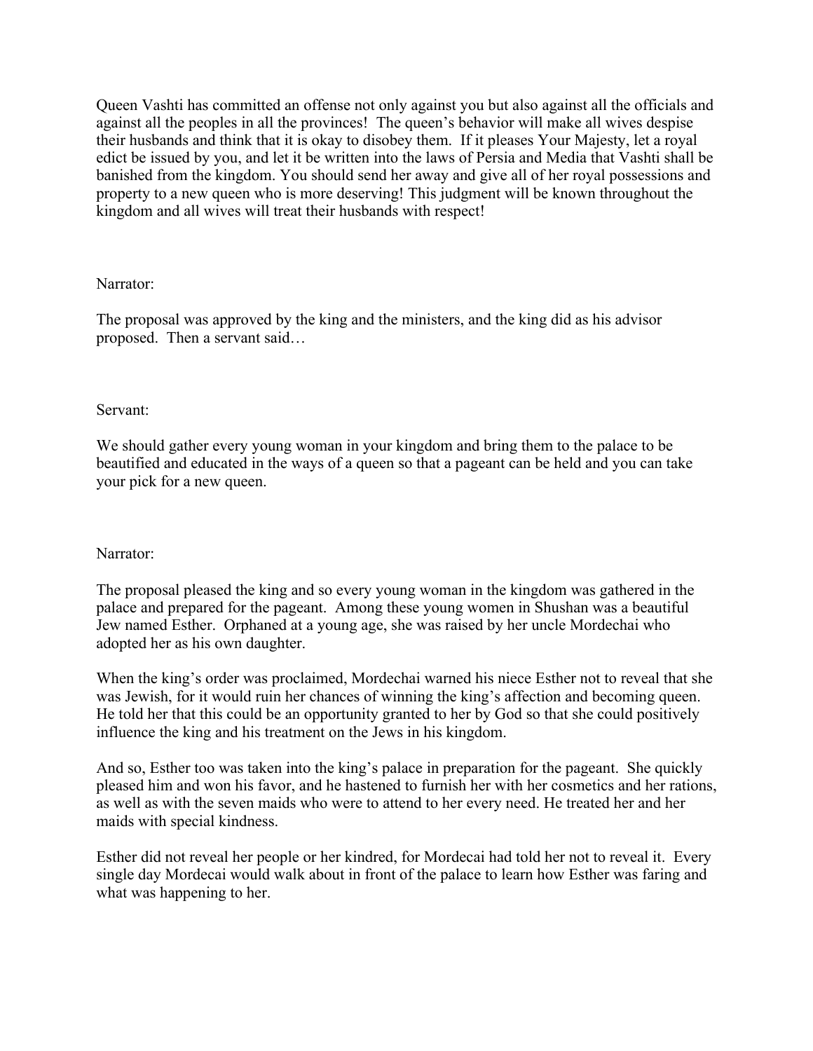Queen Vashti has committed an offense not only against you but also against all the officials and against all the peoples in all the provinces! The queen's behavior will make all wives despise their husbands and think that it is okay to disobey them. If it pleases Your Majesty, let a royal edict be issued by you, and let it be written into the laws of Persia and Media that Vashti shall be banished from the kingdom. You should send her away and give all of her royal possessions and property to a new queen who is more deserving! This judgment will be known throughout the kingdom and all wives will treat their husbands with respect!

Narrator:

The proposal was approved by the king and the ministers, and the king did as his advisor proposed. Then a servant said…

Servant:

We should gather every young woman in your kingdom and bring them to the palace to be beautified and educated in the ways of a queen so that a pageant can be held and you can take your pick for a new queen.

Narrator:

The proposal pleased the king and so every young woman in the kingdom was gathered in the palace and prepared for the pageant. Among these young women in Shushan was a beautiful Jew named Esther. Orphaned at a young age, she was raised by her uncle Mordechai who adopted her as his own daughter.

When the king's order was proclaimed, Mordechai warned his niece Esther not to reveal that she was Jewish, for it would ruin her chances of winning the king's affection and becoming queen. He told her that this could be an opportunity granted to her by God so that she could positively influence the king and his treatment on the Jews in his kingdom.

And so, Esther too was taken into the king's palace in preparation for the pageant. She quickly pleased him and won his favor, and he hastened to furnish her with her cosmetics and her rations, as well as with the seven maids who were to attend to her every need. He treated her and her maids with special kindness.

Esther did not reveal her people or her kindred, for Mordecai had told her not to reveal it. Every single day Mordecai would walk about in front of the palace to learn how Esther was faring and what was happening to her.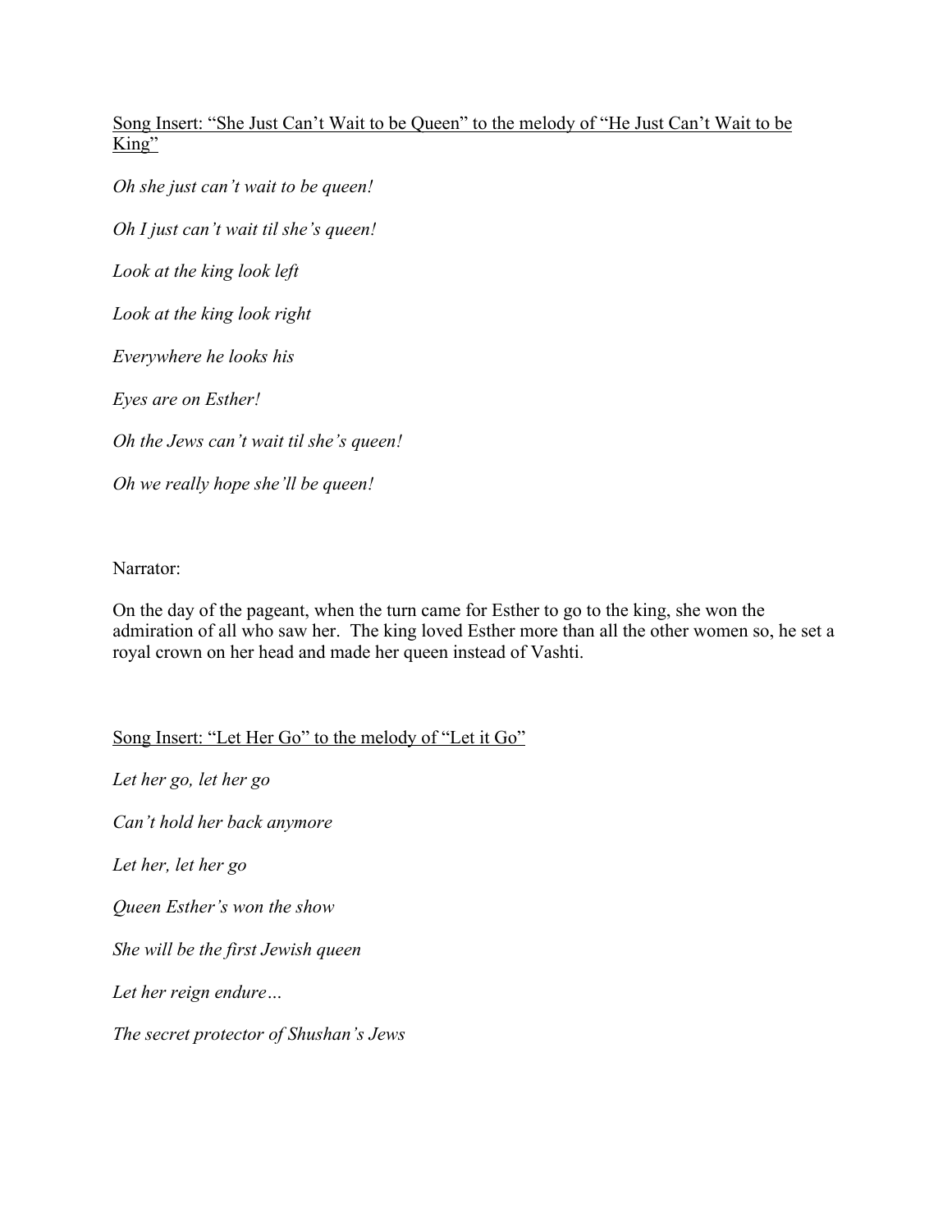<u>Song Insert: “She Just Can’t Wait to be Queen” to the melody of “He Just Can’t Wait to be King”</u>

*Oh she just can’t wait to be queen!*

*Oh I just can’t wait til she’s queen!*

*Look at the king look left*

*Look at the king look right*

*Everywhere he looks his*

*Eyes are on Esther!*

*Oh the Jews can’t wait til she’s queen!*

*Oh we really hope she’ll be queen!*

Narrator:

On the day of the pageant, when the turn came for Esther to go to the king, she won the admiration of all who saw her. The king loved Esther more than all the other women so, he set a royal crown on her head and made her queen instead of Vashti.

<u>Song Insert: “Let Her Go” to the melody of “Let it Go”</u>

*Let her go, let her go*

*Can’t hold her back anymore*

*Let her, let her go*

*Queen Esther’s won the show*

*She will be the first Jewish queen*

*Let her reign endure…*

*The secret protector of Shushan’s Jews*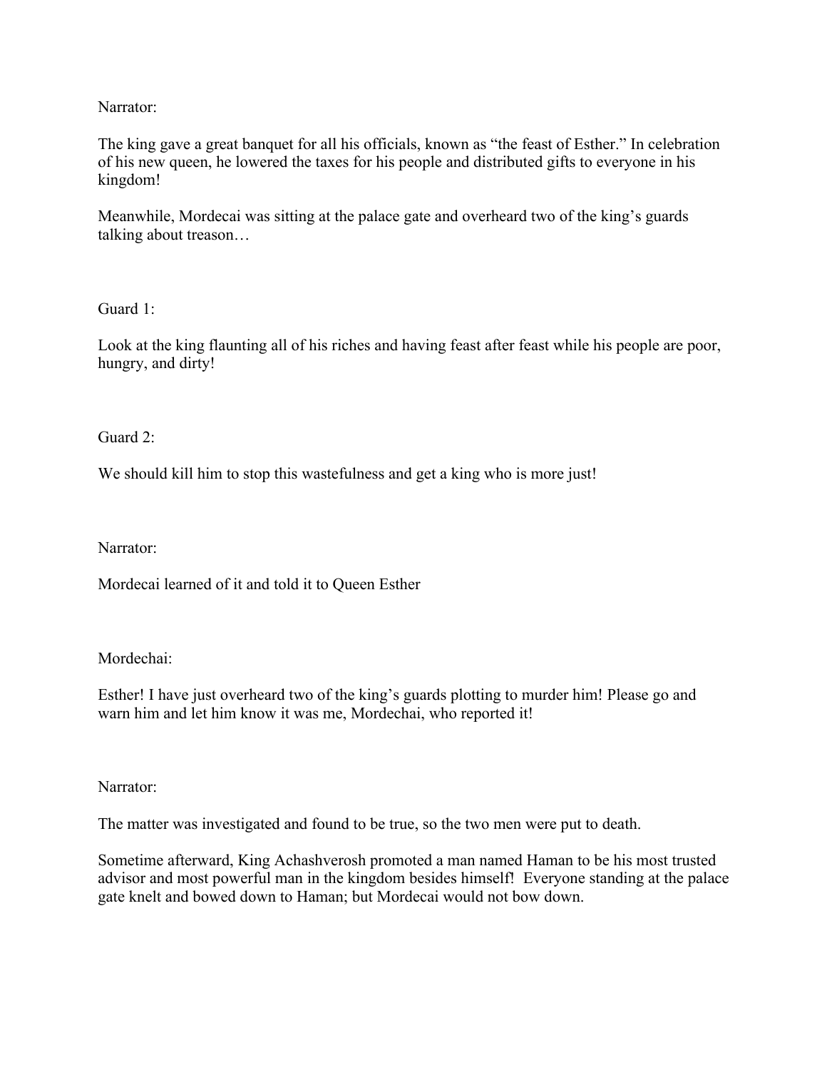Narrator:

The king gave a great banquet for all his officials, known as “the feast of Esther.” In celebration of his new queen, he lowered the taxes for his people and distributed gifts to everyone in his kingdom!

Meanwhile, Mordecai was sitting at the palace gate and overheard two of the king’s guards talking about treason…

Guard 1:

Look at the king flaunting all of his riches and having feast after feast while his people are poor, hungry, and dirty!

Guard 2:

We should kill him to stop this wastefulness and get a king who is more just!

Narrator:

Mordecai learned of it and told it to Queen Esther

Mordechai:

Esther! I have just overheard two of the king’s guards plotting to murder him! Please go and warn him and let him know it was me, Mordechai, who reported it!

Narrator:

The matter was investigated and found to be true, so the two men were put to death.

Sometime afterward, King Achashverosh promoted a man named Haman to be his most trusted advisor and most powerful man in the kingdom besides himself! Everyone standing at the palace gate knelt and bowed down to Haman; but Mordecai would not bow down.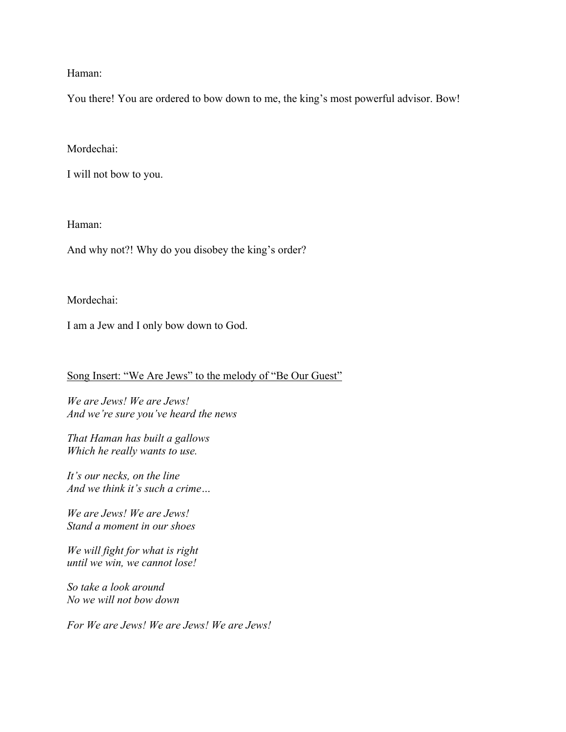Haman:

You there! You are ordered to bow down to me, the king's most powerful advisor. Bow!

Mordechai:

I will not bow to you.

Haman:

And why not?! Why do you disobey the king's order?

Mordechai:

I am a Jew and I only bow down to God.

<u>Song Insert: "We Are Jews" to the melody of "Be Our Guest"</u>

*We are Jews! We are Jews!*
*And we're sure you've heard the news*

*That Haman has built a gallows*
*Which he really wants to use.*

*It's our necks, on the line*
*And we think it's such a crime…*

*We are Jews! We are Jews!*
*Stand a moment in our shoes*

*We will fight for what is right*
*until we win, we cannot lose!*

*So take a look around*
*No we will not bow down*

*For We are Jews! We are Jews! We are Jews!*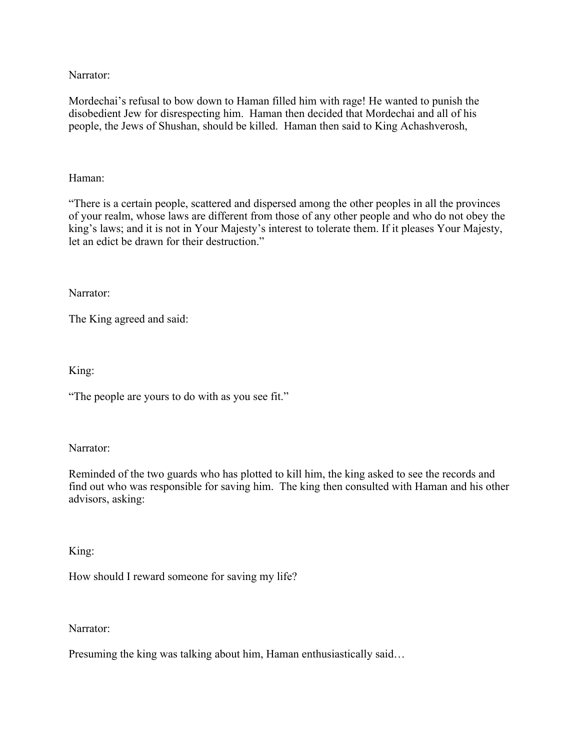Narrator:

Mordechai's refusal to bow down to Haman filled him with rage! He wanted to punish the disobedient Jew for disrespecting him. Haman then decided that Mordechai and all of his people, the Jews of Shushan, should be killed. Haman then said to King Achashverosh,

Haman:

"There is a certain people, scattered and dispersed among the other peoples in all the provinces of your realm, whose laws are different from those of any other people and who do not obey the king's laws; and it is not in Your Majesty's interest to tolerate them. If it pleases Your Majesty, let an edict be drawn for their destruction."

Narrator:

The King agreed and said:

King:

"The people are yours to do with as you see fit."

Narrator:

Reminded of the two guards who has plotted to kill him, the king asked to see the records and find out who was responsible for saving him. The king then consulted with Haman and his other advisors, asking:

King:

How should I reward someone for saving my life?

Narrator:

Presuming the king was talking about him, Haman enthusiastically said…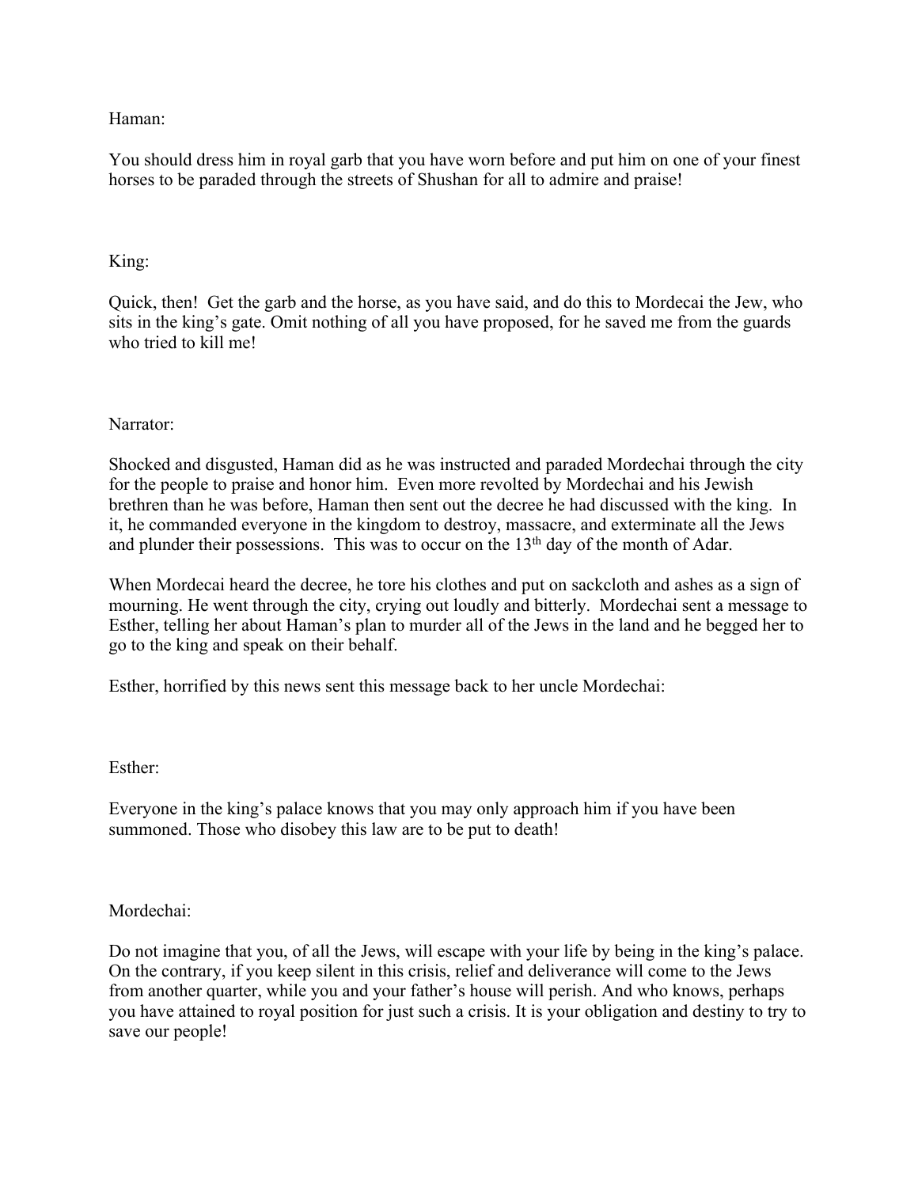Haman:

You should dress him in royal garb that you have worn before and put him on one of your finest horses to be paraded through the streets of Shushan for all to admire and praise!

King:

Quick, then! Get the garb and the horse, as you have said, and do this to Mordecai the Jew, who sits in the king's gate. Omit nothing of all you have proposed, for he saved me from the guards who tried to kill me!

Narrator:

Shocked and disgusted, Haman did as he was instructed and paraded Mordechai through the city for the people to praise and honor him. Even more revolted by Mordechai and his Jewish brethren than he was before, Haman then sent out the decree he had discussed with the king. In it, he commanded everyone in the kingdom to destroy, massacre, and exterminate all the Jews and plunder their possessions. This was to occur on the 13th day of the month of Adar.

When Mordecai heard the decree, he tore his clothes and put on sackcloth and ashes as a sign of mourning. He went through the city, crying out loudly and bitterly. Mordechai sent a message to Esther, telling her about Haman's plan to murder all of the Jews in the land and he begged her to go to the king and speak on their behalf.

Esther, horrified by this news sent this message back to her uncle Mordechai:

Esther:

Everyone in the king's palace knows that you may only approach him if you have been summoned. Those who disobey this law are to be put to death!

Mordechai:

Do not imagine that you, of all the Jews, will escape with your life by being in the king's palace. On the contrary, if you keep silent in this crisis, relief and deliverance will come to the Jews from another quarter, while you and your father's house will perish. And who knows, perhaps you have attained to royal position for just such a crisis. It is your obligation and destiny to try to save our people!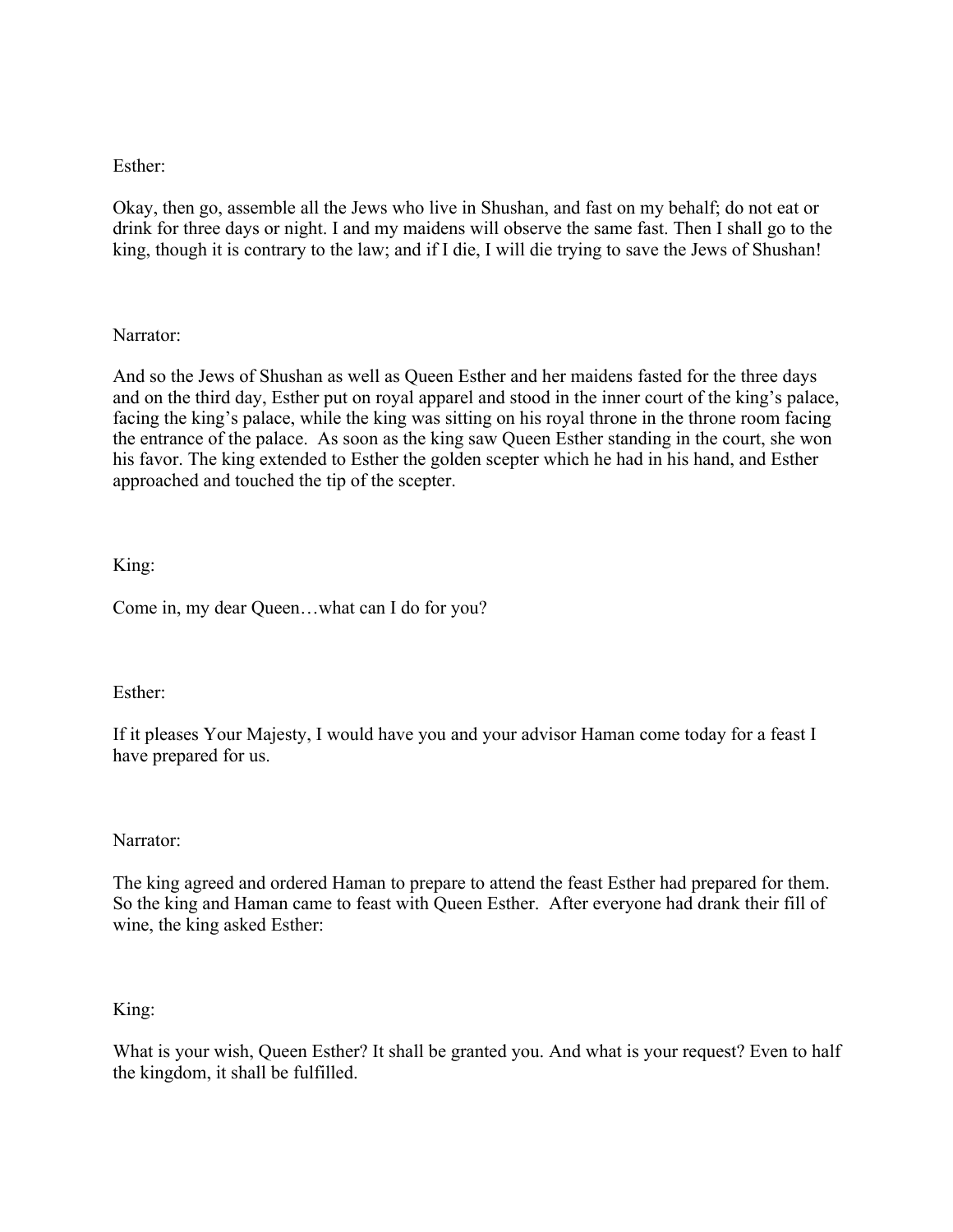Esther:

Okay, then go, assemble all the Jews who live in Shushan, and fast on my behalf; do not eat or drink for three days or night. I and my maidens will observe the same fast. Then I shall go to the king, though it is contrary to the law; and if I die, I will die trying to save the Jews of Shushan!

Narrator:

And so the Jews of Shushan as well as Queen Esther and her maidens fasted for the three days and on the third day, Esther put on royal apparel and stood in the inner court of the king's palace, facing the king's palace, while the king was sitting on his royal throne in the throne room facing the entrance of the palace. As soon as the king saw Queen Esther standing in the court, she won his favor. The king extended to Esther the golden scepter which he had in his hand, and Esther approached and touched the tip of the scepter.

King:

Come in, my dear Queen…what can I do for you?

Esther:

If it pleases Your Majesty, I would have you and your advisor Haman come today for a feast I have prepared for us.

Narrator:

The king agreed and ordered Haman to prepare to attend the feast Esther had prepared for them. So the king and Haman came to feast with Queen Esther. After everyone had drank their fill of wine, the king asked Esther:

King:

What is your wish, Queen Esther? It shall be granted you. And what is your request? Even to half the kingdom, it shall be fulfilled.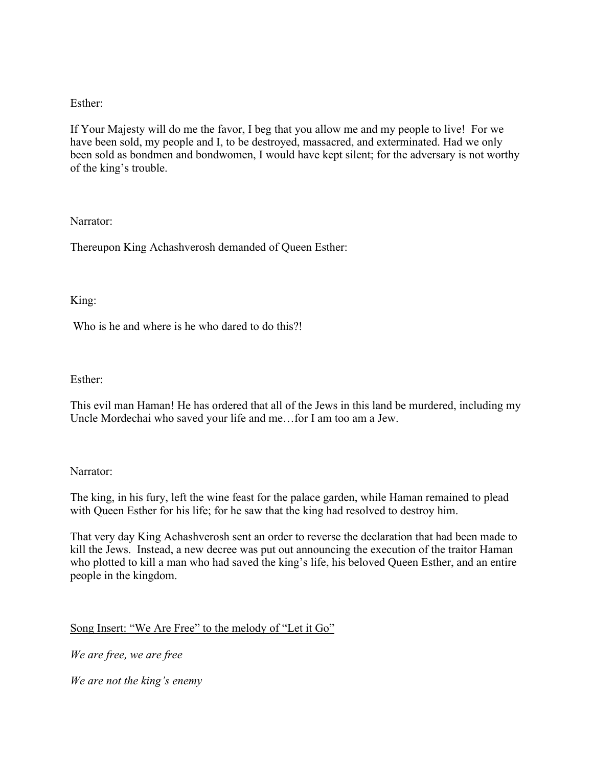Esther:

If Your Majesty will do me the favor, I beg that you allow me and my people to live! For we have been sold, my people and I, to be destroyed, massacred, and exterminated. Had we only been sold as bondmen and bondwomen, I would have kept silent; for the adversary is not worthy of the king's trouble.

Narrator:

Thereupon King Achashverosh demanded of Queen Esther:

King:

Who is he and where is he who dared to do this?!

Esther:

This evil man Haman! He has ordered that all of the Jews in this land be murdered, including my Uncle Mordechai who saved your life and me…for I am too am a Jew.

Narrator:

The king, in his fury, left the wine feast for the palace garden, while Haman remained to plead with Queen Esther for his life; for he saw that the king had resolved to destroy him.

That very day King Achashverosh sent an order to reverse the declaration that had been made to kill the Jews. Instead, a new decree was put out announcing the execution of the traitor Haman who plotted to kill a man who had saved the king's life, his beloved Queen Esther, and an entire people in the kingdom.

<u>Song Insert: "We Are Free" to the melody of "Let it Go"</u>

*We are free, we are free*

*We are not the king's enemy*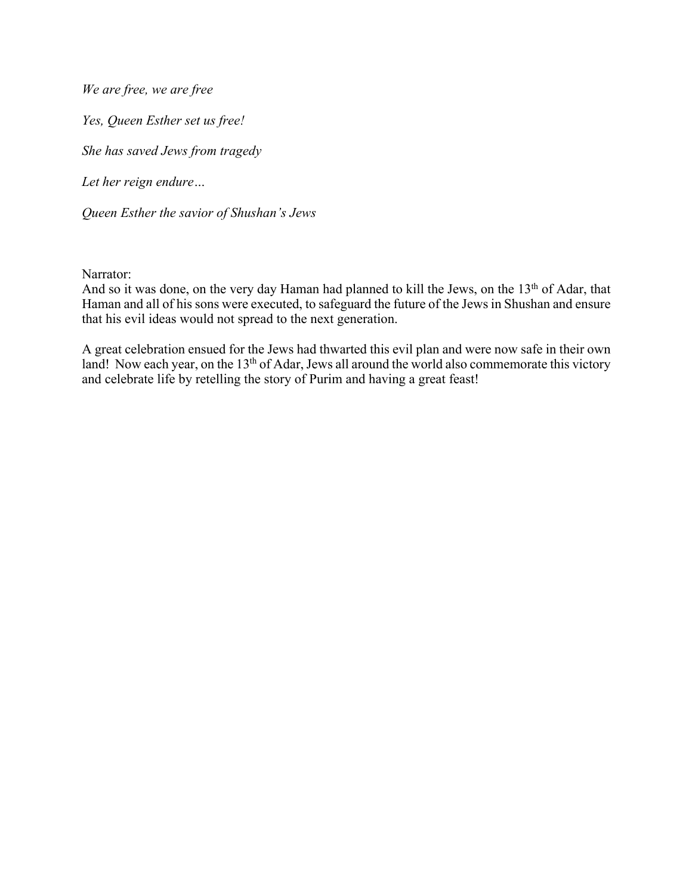*We are free, we are free*

*Yes, Queen Esther set us free!*

*She has saved Jews from tragedy*

*Let her reign endure…*

*Queen Esther the savior of Shushan's Jews*

Narrator:
And so it was done, on the very day Haman had planned to kill the Jews, on the 13th of Adar, that Haman and all of his sons were executed, to safeguard the future of the Jews in Shushan and ensure that his evil ideas would not spread to the next generation.

A great celebration ensued for the Jews had thwarted this evil plan and were now safe in their own land! Now each year, on the 13th of Adar, Jews all around the world also commemorate this victory and celebrate life by retelling the story of Purim and having a great feast!